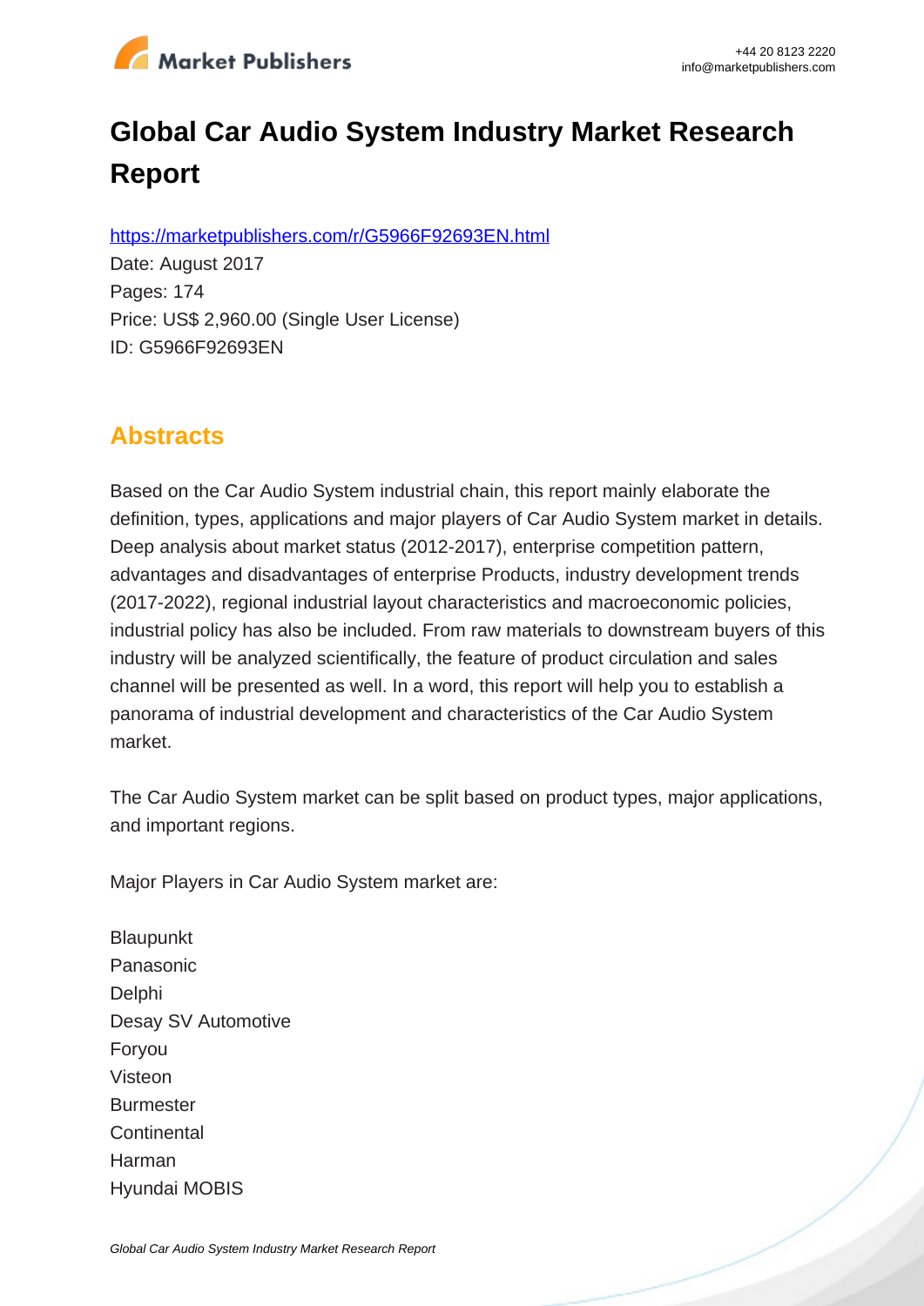# Global Car Audio System Industry Market Research Report

https://marketpublishers.com/r/G5966F92693EN.html

Date: August 2017

Pages: 174

Price: US$ 2,960.00 (Single User License)

ID: G5966F92693EN

## Abstracts

Based on the Car Audio System industrial chain, this report mainly elaborate the definition, types, applications and major players of Car Audio System market in details. Deep analysis about market status (2012-2017), enterprise competition pattern, advantages and disadvantages of enterprise Products, industry development trends (2017-2022), regional industrial layout characteristics and macroeconomic policies, industrial policy has also be included. From raw materials to downstream buyers of this industry will be analyzed scientifically, the feature of product circulation and sales channel will be presented as well. In a word, this report will help you to establish a panorama of industrial development and characteristics of the Car Audio System market.

The Car Audio System market can be split based on product types, major applications, and important regions.

Major Players in Car Audio System market are:

Blaupunkt
Panasonic
Delphi
Desay SV Automotive
Foryou
Visteon
Burmester
Continental
Harman
Hyundai MOBIS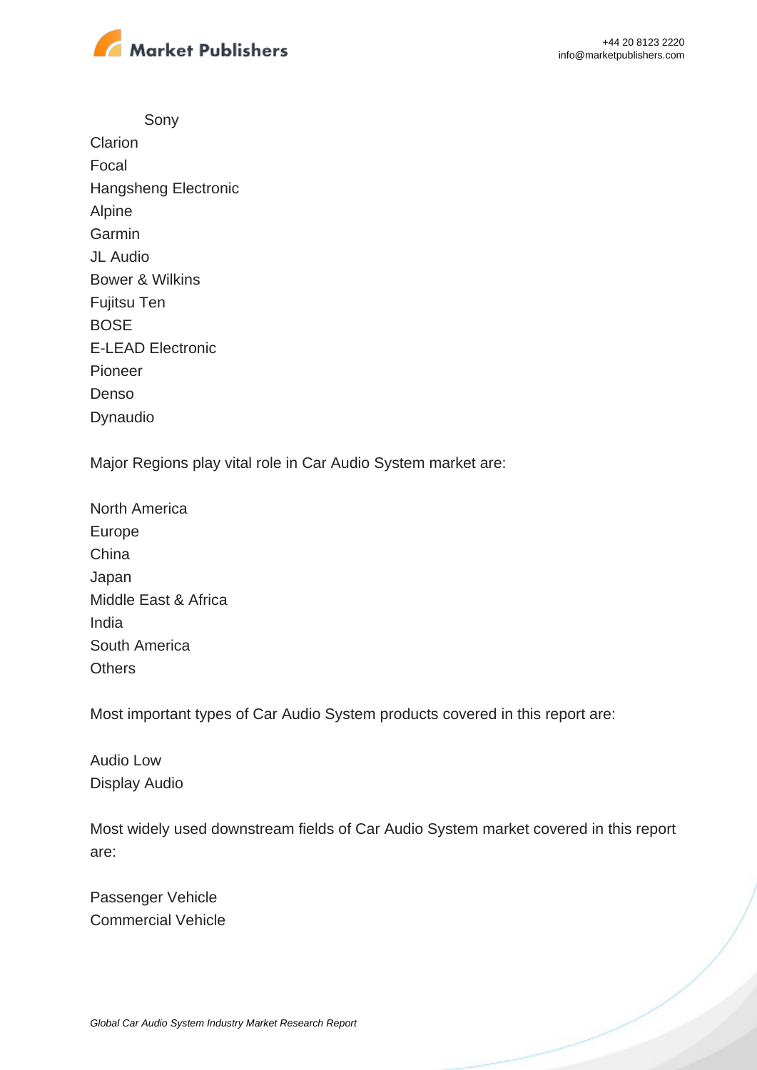Sony
Clarion
Focal
Hangsheng Electronic
Alpine
Garmin
JL Audio
Bower & Wilkins
Fujitsu Ten
BOSE
E-LEAD Electronic
Pioneer
Denso
Dynaudio

Major Regions play vital role in Car Audio System market are:

North America
Europe
China
Japan
Middle East & Africa
India
South America
Others

Most important types of Car Audio System products covered in this report are:

Audio Low
Display Audio

Most widely used downstream fields of Car Audio System market covered in this report are:

Passenger Vehicle
Commercial Vehicle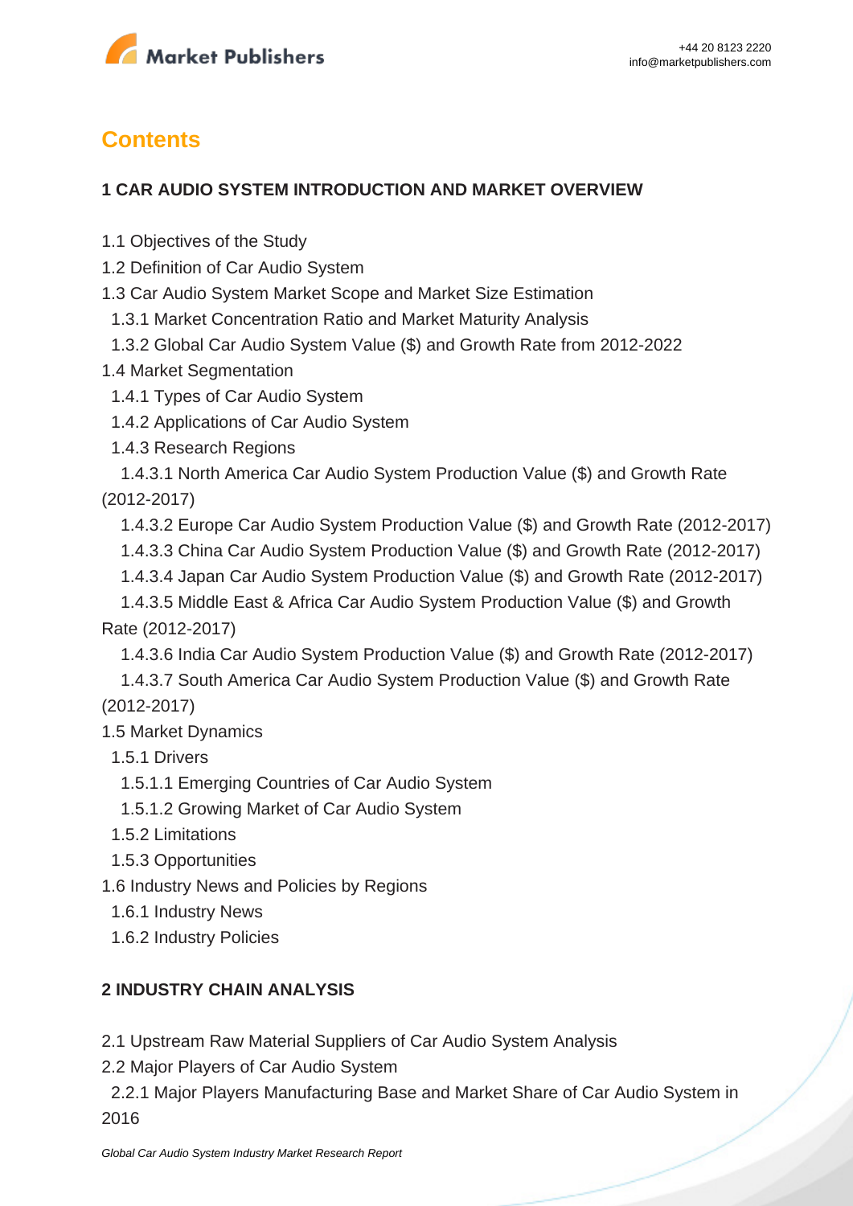## Contents

### 1 CAR AUDIO SYSTEM INTRODUCTION AND MARKET OVERVIEW

1.1 Objectives of the Study
1.2 Definition of Car Audio System
1.3 Car Audio System Market Scope and Market Size Estimation
  1.3.1 Market Concentration Ratio and Market Maturity Analysis
  1.3.2 Global Car Audio System Value ($) and Growth Rate from 2012-2022
1.4 Market Segmentation
  1.4.1 Types of Car Audio System
  1.4.2 Applications of Car Audio System
  1.4.3 Research Regions
    1.4.3.1 North America Car Audio System Production Value ($) and Growth Rate (2012-2017)
    1.4.3.2 Europe Car Audio System Production Value ($) and Growth Rate (2012-2017)
    1.4.3.3 China Car Audio System Production Value ($) and Growth Rate (2012-2017)
    1.4.3.4 Japan Car Audio System Production Value ($) and Growth Rate (2012-2017)
    1.4.3.5 Middle East & Africa Car Audio System Production Value ($) and Growth Rate (2012-2017)
    1.4.3.6 India Car Audio System Production Value ($) and Growth Rate (2012-2017)
    1.4.3.7 South America Car Audio System Production Value ($) and Growth Rate (2012-2017)
1.5 Market Dynamics
  1.5.1 Drivers
    1.5.1.1 Emerging Countries of Car Audio System
    1.5.1.2 Growing Market of Car Audio System
  1.5.2 Limitations
  1.5.3 Opportunities
1.6 Industry News and Policies by Regions
  1.6.1 Industry News
  1.6.2 Industry Policies

### 2 INDUSTRY CHAIN ANALYSIS

2.1 Upstream Raw Material Suppliers of Car Audio System Analysis
2.2 Major Players of Car Audio System
  2.2.1 Major Players Manufacturing Base and Market Share of Car Audio System in 2016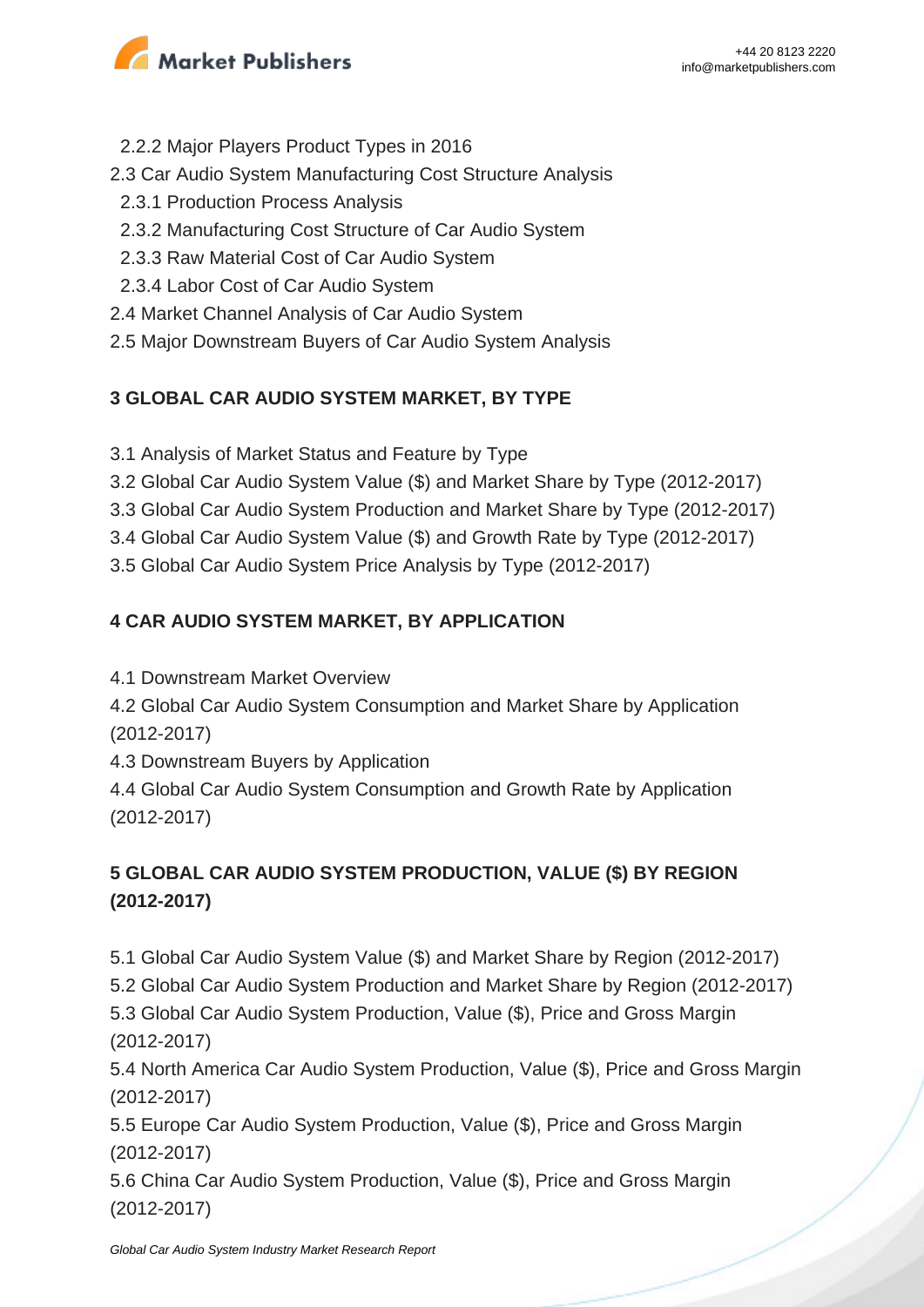2.2.2 Major Players Product Types in 2016
2.3 Car Audio System Manufacturing Cost Structure Analysis
2.3.1 Production Process Analysis
2.3.2 Manufacturing Cost Structure of Car Audio System
2.3.3 Raw Material Cost of Car Audio System
2.3.4 Labor Cost of Car Audio System
2.4 Market Channel Analysis of Car Audio System
2.5 Major Downstream Buyers of Car Audio System Analysis

## 3 GLOBAL CAR AUDIO SYSTEM MARKET, BY TYPE

3.1 Analysis of Market Status and Feature by Type
3.2 Global Car Audio System Value ($) and Market Share by Type (2012-2017)
3.3 Global Car Audio System Production and Market Share by Type (2012-2017)
3.4 Global Car Audio System Value ($) and Growth Rate by Type (2012-2017)
3.5 Global Car Audio System Price Analysis by Type (2012-2017)

## 4 CAR AUDIO SYSTEM MARKET, BY APPLICATION

4.1 Downstream Market Overview
4.2 Global Car Audio System Consumption and Market Share by Application (2012-2017)
4.3 Downstream Buyers by Application
4.4 Global Car Audio System Consumption and Growth Rate by Application (2012-2017)

## 5 GLOBAL CAR AUDIO SYSTEM PRODUCTION, VALUE ($) BY REGION (2012-2017)

5.1 Global Car Audio System Value ($) and Market Share by Region (2012-2017)
5.2 Global Car Audio System Production and Market Share by Region (2012-2017)
5.3 Global Car Audio System Production, Value ($), Price and Gross Margin (2012-2017)
5.4 North America Car Audio System Production, Value ($), Price and Gross Margin (2012-2017)
5.5 Europe Car Audio System Production, Value ($), Price and Gross Margin (2012-2017)
5.6 China Car Audio System Production, Value ($), Price and Gross Margin (2012-2017)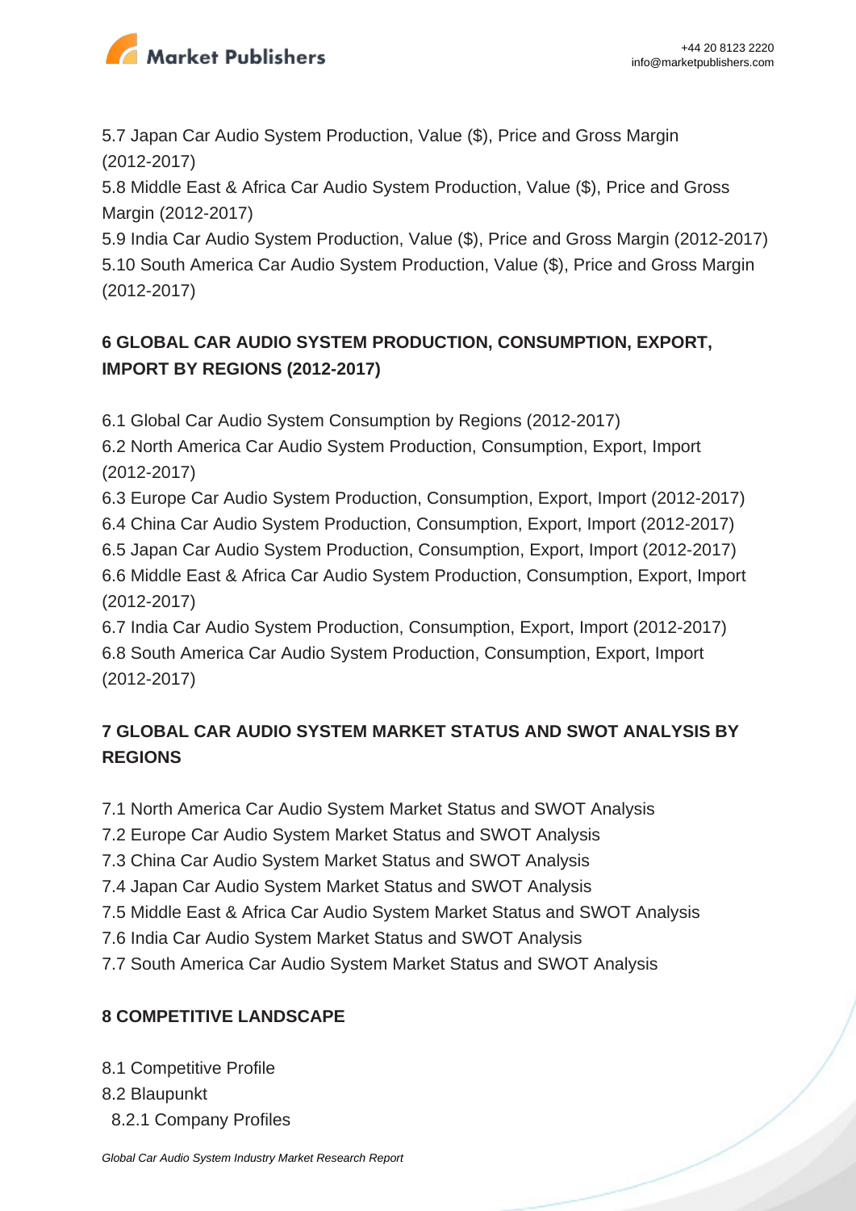5.7 Japan Car Audio System Production, Value ($), Price and Gross Margin (2012-2017)
5.8 Middle East & Africa Car Audio System Production, Value ($), Price and Gross Margin (2012-2017)
5.9 India Car Audio System Production, Value ($), Price and Gross Margin (2012-2017)
5.10 South America Car Audio System Production, Value ($), Price and Gross Margin (2012-2017)

## 6 GLOBAL CAR AUDIO SYSTEM PRODUCTION, CONSUMPTION, EXPORT, IMPORT BY REGIONS (2012-2017)

6.1 Global Car Audio System Consumption by Regions (2012-2017)
6.2 North America Car Audio System Production, Consumption, Export, Import (2012-2017)
6.3 Europe Car Audio System Production, Consumption, Export, Import (2012-2017)
6.4 China Car Audio System Production, Consumption, Export, Import (2012-2017)
6.5 Japan Car Audio System Production, Consumption, Export, Import (2012-2017)
6.6 Middle East & Africa Car Audio System Production, Consumption, Export, Import (2012-2017)
6.7 India Car Audio System Production, Consumption, Export, Import (2012-2017)
6.8 South America Car Audio System Production, Consumption, Export, Import (2012-2017)

## 7 GLOBAL CAR AUDIO SYSTEM MARKET STATUS AND SWOT ANALYSIS BY REGIONS

7.1 North America Car Audio System Market Status and SWOT Analysis
7.2 Europe Car Audio System Market Status and SWOT Analysis
7.3 China Car Audio System Market Status and SWOT Analysis
7.4 Japan Car Audio System Market Status and SWOT Analysis
7.5 Middle East & Africa Car Audio System Market Status and SWOT Analysis
7.6 India Car Audio System Market Status and SWOT Analysis
7.7 South America Car Audio System Market Status and SWOT Analysis

## 8 COMPETITIVE LANDSCAPE

8.1 Competitive Profile
8.2 Blaupunkt
  8.2.1 Company Profiles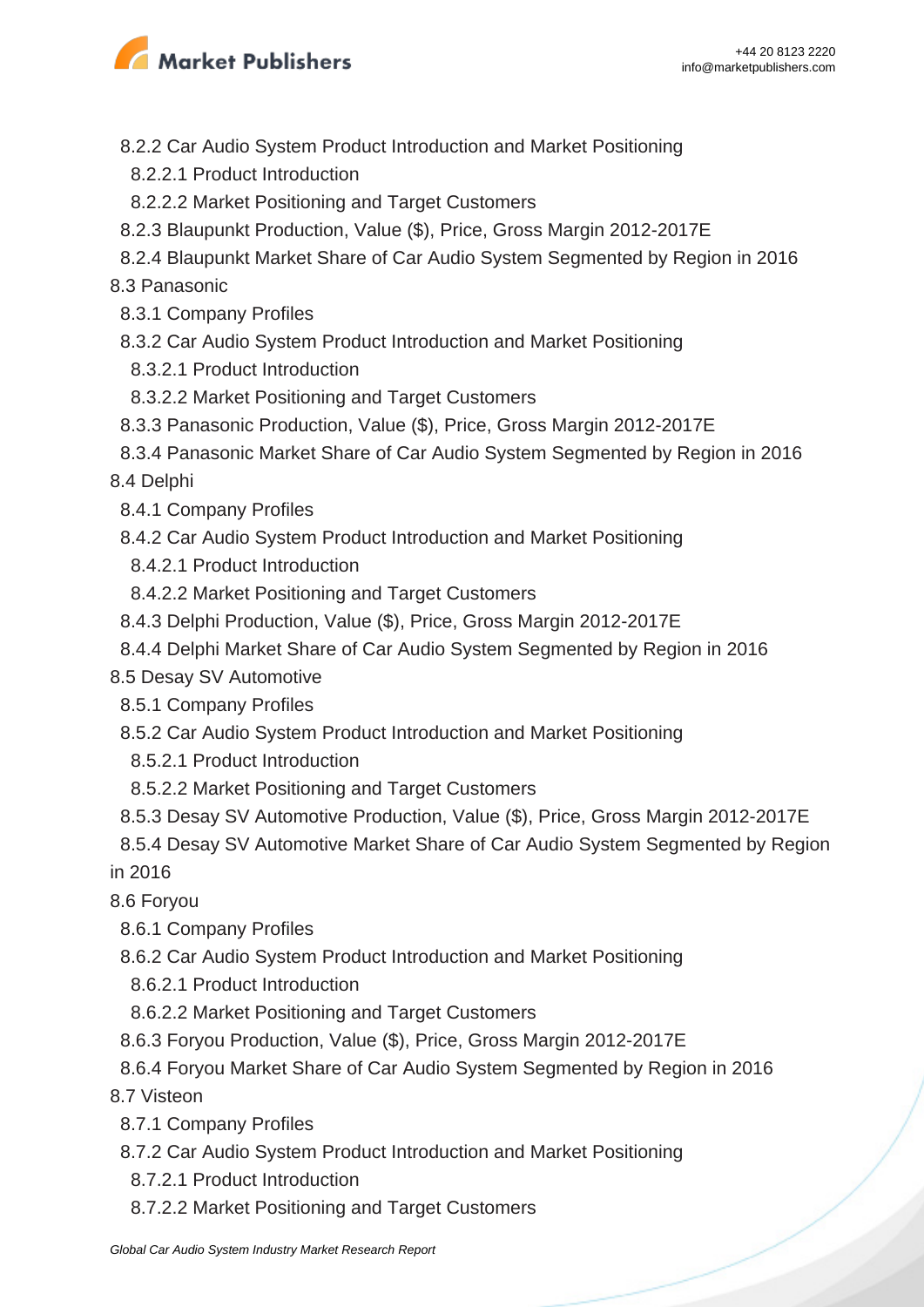8.2.2 Car Audio System Product Introduction and Market Positioning

8.2.2.1 Product Introduction

8.2.2.2 Market Positioning and Target Customers

8.2.3 Blaupunkt Production, Value ($), Price, Gross Margin 2012-2017E

8.2.4 Blaupunkt Market Share of Car Audio System Segmented by Region in 2016

8.3 Panasonic

8.3.1 Company Profiles

8.3.2 Car Audio System Product Introduction and Market Positioning

8.3.2.1 Product Introduction

8.3.2.2 Market Positioning and Target Customers

8.3.3 Panasonic Production, Value ($), Price, Gross Margin 2012-2017E

8.3.4 Panasonic Market Share of Car Audio System Segmented by Region in 2016

8.4 Delphi

8.4.1 Company Profiles

8.4.2 Car Audio System Product Introduction and Market Positioning

8.4.2.1 Product Introduction

8.4.2.2 Market Positioning and Target Customers

8.4.3 Delphi Production, Value ($), Price, Gross Margin 2012-2017E

8.4.4 Delphi Market Share of Car Audio System Segmented by Region in 2016

8.5 Desay SV Automotive

8.5.1 Company Profiles

8.5.2 Car Audio System Product Introduction and Market Positioning

8.5.2.1 Product Introduction

8.5.2.2 Market Positioning and Target Customers

8.5.3 Desay SV Automotive Production, Value ($), Price, Gross Margin 2012-2017E

8.5.4 Desay SV Automotive Market Share of Car Audio System Segmented by Region in 2016

8.6 Foryou

8.6.1 Company Profiles

8.6.2 Car Audio System Product Introduction and Market Positioning

8.6.2.1 Product Introduction

8.6.2.2 Market Positioning and Target Customers

8.6.3 Foryou Production, Value ($), Price, Gross Margin 2012-2017E

8.6.4 Foryou Market Share of Car Audio System Segmented by Region in 2016

8.7 Visteon

8.7.1 Company Profiles

8.7.2 Car Audio System Product Introduction and Market Positioning

8.7.2.1 Product Introduction

8.7.2.2 Market Positioning and Target Customers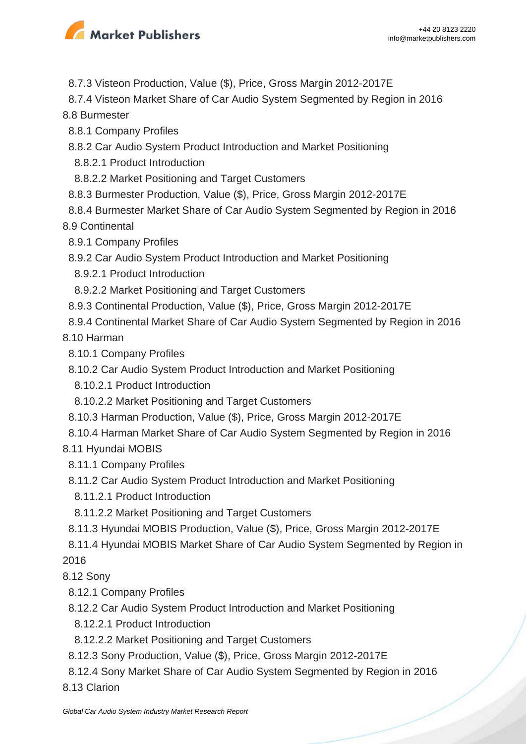8.7.3 Visteon Production, Value ($), Price, Gross Margin 2012-2017E

8.7.4 Visteon Market Share of Car Audio System Segmented by Region in 2016

8.8 Burmester

8.8.1 Company Profiles

8.8.2 Car Audio System Product Introduction and Market Positioning

8.8.2.1 Product Introduction

8.8.2.2 Market Positioning and Target Customers

8.8.3 Burmester Production, Value ($), Price, Gross Margin 2012-2017E

8.8.4 Burmester Market Share of Car Audio System Segmented by Region in 2016

8.9 Continental

8.9.1 Company Profiles

8.9.2 Car Audio System Product Introduction and Market Positioning

8.9.2.1 Product Introduction

8.9.2.2 Market Positioning and Target Customers

8.9.3 Continental Production, Value ($), Price, Gross Margin 2012-2017E

8.9.4 Continental Market Share of Car Audio System Segmented by Region in 2016

8.10 Harman

8.10.1 Company Profiles

8.10.2 Car Audio System Product Introduction and Market Positioning

8.10.2.1 Product Introduction

8.10.2.2 Market Positioning and Target Customers

8.10.3 Harman Production, Value ($), Price, Gross Margin 2012-2017E

8.10.4 Harman Market Share of Car Audio System Segmented by Region in 2016

8.11 Hyundai MOBIS

8.11.1 Company Profiles

8.11.2 Car Audio System Product Introduction and Market Positioning

8.11.2.1 Product Introduction

8.11.2.2 Market Positioning and Target Customers

8.11.3 Hyundai MOBIS Production, Value ($), Price, Gross Margin 2012-2017E

8.11.4 Hyundai MOBIS Market Share of Car Audio System Segmented by Region in 2016

8.12 Sony

8.12.1 Company Profiles

8.12.2 Car Audio System Product Introduction and Market Positioning

8.12.2.1 Product Introduction

8.12.2.2 Market Positioning and Target Customers

8.12.3 Sony Production, Value ($), Price, Gross Margin 2012-2017E

8.12.4 Sony Market Share of Car Audio System Segmented by Region in 2016

8.13 Clarion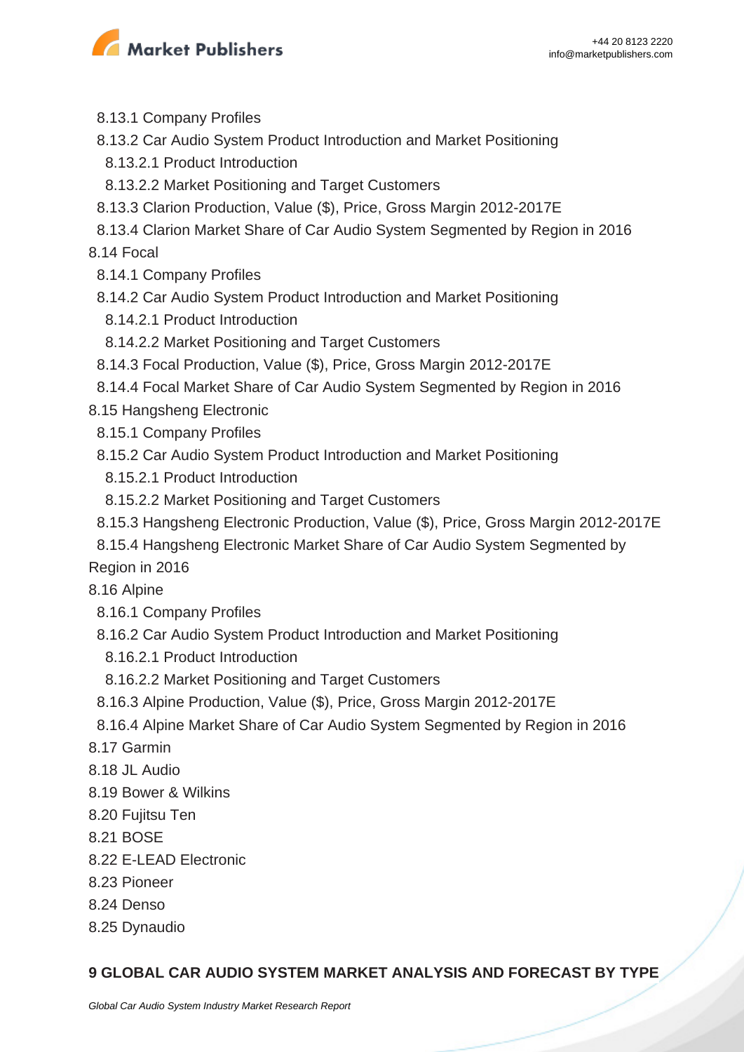8.13.1 Company Profiles
8.13.2 Car Audio System Product Introduction and Market Positioning
8.13.2.1 Product Introduction
8.13.2.2 Market Positioning and Target Customers
8.13.3 Clarion Production, Value ($), Price, Gross Margin 2012-2017E
8.13.4 Clarion Market Share of Car Audio System Segmented by Region in 2016
8.14 Focal
8.14.1 Company Profiles
8.14.2 Car Audio System Product Introduction and Market Positioning
8.14.2.1 Product Introduction
8.14.2.2 Market Positioning and Target Customers
8.14.3 Focal Production, Value ($), Price, Gross Margin 2012-2017E
8.14.4 Focal Market Share of Car Audio System Segmented by Region in 2016
8.15 Hangsheng Electronic
8.15.1 Company Profiles
8.15.2 Car Audio System Product Introduction and Market Positioning
8.15.2.1 Product Introduction
8.15.2.2 Market Positioning and Target Customers
8.15.3 Hangsheng Electronic Production, Value ($), Price, Gross Margin 2012-2017E
8.15.4 Hangsheng Electronic Market Share of Car Audio System Segmented by Region in 2016
8.16 Alpine
8.16.1 Company Profiles
8.16.2 Car Audio System Product Introduction and Market Positioning
8.16.2.1 Product Introduction
8.16.2.2 Market Positioning and Target Customers
8.16.3 Alpine Production, Value ($), Price, Gross Margin 2012-2017E
8.16.4 Alpine Market Share of Car Audio System Segmented by Region in 2016
8.17 Garmin
8.18 JL Audio
8.19 Bower & Wilkins
8.20 Fujitsu Ten
8.21 BOSE
8.22 E-LEAD Electronic
8.23 Pioneer
8.24 Denso
8.25 Dynaudio

**9 GLOBAL CAR AUDIO SYSTEM MARKET ANALYSIS AND FORECAST BY TYPE**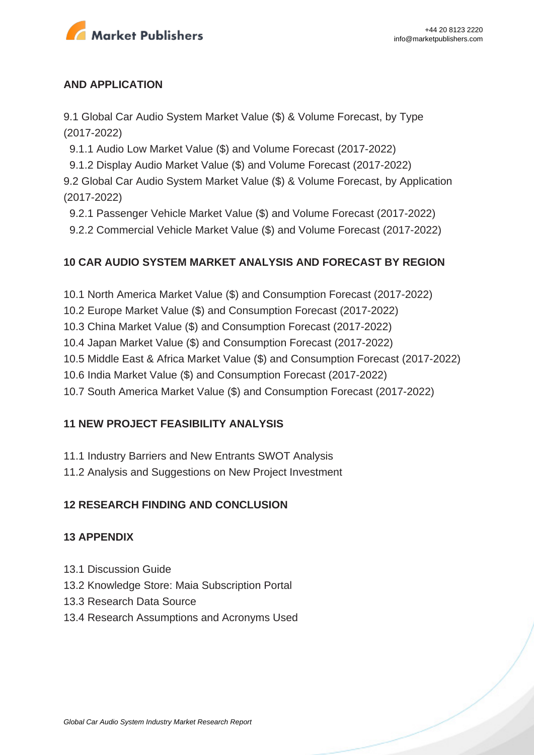**AND APPLICATION**

9.1 Global Car Audio System Market Value ($) & Volume Forecast, by Type (2017-2022)
  9.1.1 Audio Low Market Value ($) and Volume Forecast (2017-2022)
  9.1.2 Display Audio Market Value ($) and Volume Forecast (2017-2022)
9.2 Global Car Audio System Market Value ($) & Volume Forecast, by Application (2017-2022)
  9.2.1 Passenger Vehicle Market Value ($) and Volume Forecast (2017-2022)
  9.2.2 Commercial Vehicle Market Value ($) and Volume Forecast (2017-2022)

**10 CAR AUDIO SYSTEM MARKET ANALYSIS AND FORECAST BY REGION**

10.1 North America Market Value ($) and Consumption Forecast (2017-2022)
10.2 Europe Market Value ($) and Consumption Forecast (2017-2022)
10.3 China Market Value ($) and Consumption Forecast (2017-2022)
10.4 Japan Market Value ($) and Consumption Forecast (2017-2022)
10.5 Middle East & Africa Market Value ($) and Consumption Forecast (2017-2022)
10.6 India Market Value ($) and Consumption Forecast (2017-2022)
10.7 South America Market Value ($) and Consumption Forecast (2017-2022)

**11 NEW PROJECT FEASIBILITY ANALYSIS**

11.1 Industry Barriers and New Entrants SWOT Analysis
11.2 Analysis and Suggestions on New Project Investment

**12 RESEARCH FINDING AND CONCLUSION**

**13 APPENDIX**

13.1 Discussion Guide
13.2 Knowledge Store: Maia Subscription Portal
13.3 Research Data Source
13.4 Research Assumptions and Acronyms Used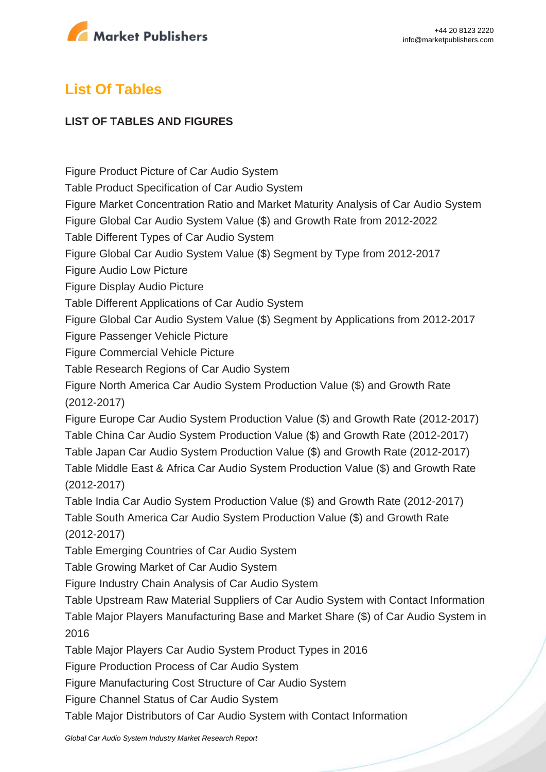## List Of Tables

**LIST OF TABLES AND FIGURES**

Figure Product Picture of Car Audio System
Table Product Specification of Car Audio System
Figure Market Concentration Ratio and Market Maturity Analysis of Car Audio System
Figure Global Car Audio System Value ($) and Growth Rate from 2012-2022
Table Different Types of Car Audio System
Figure Global Car Audio System Value ($) Segment by Type from 2012-2017
Figure Audio Low Picture
Figure Display Audio Picture
Table Different Applications of Car Audio System
Figure Global Car Audio System Value ($) Segment by Applications from 2012-2017
Figure Passenger Vehicle Picture
Figure Commercial Vehicle Picture
Table Research Regions of Car Audio System
Figure North America Car Audio System Production Value ($) and Growth Rate (2012-2017)
Figure Europe Car Audio System Production Value ($) and Growth Rate (2012-2017)
Table China Car Audio System Production Value ($) and Growth Rate (2012-2017)
Table Japan Car Audio System Production Value ($) and Growth Rate (2012-2017)
Table Middle East & Africa Car Audio System Production Value ($) and Growth Rate (2012-2017)
Table India Car Audio System Production Value ($) and Growth Rate (2012-2017)
Table South America Car Audio System Production Value ($) and Growth Rate (2012-2017)
Table Emerging Countries of Car Audio System
Table Growing Market of Car Audio System
Figure Industry Chain Analysis of Car Audio System
Table Upstream Raw Material Suppliers of Car Audio System with Contact Information
Table Major Players Manufacturing Base and Market Share ($) of Car Audio System in 2016
Table Major Players Car Audio System Product Types in 2016
Figure Production Process of Car Audio System
Figure Manufacturing Cost Structure of Car Audio System
Figure Channel Status of Car Audio System
Table Major Distributors of Car Audio System with Contact Information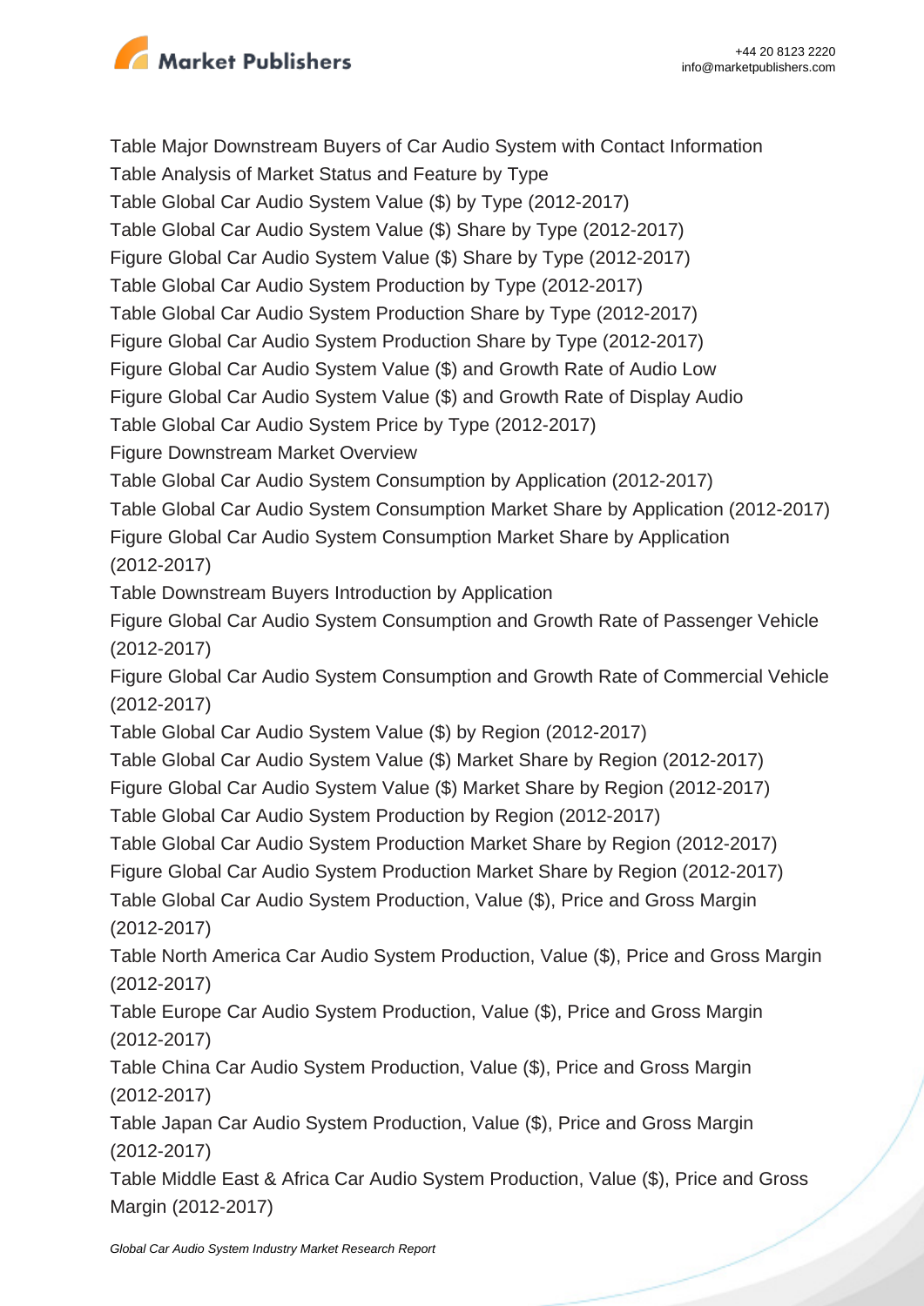Table Major Downstream Buyers of Car Audio System with Contact Information
Table Analysis of Market Status and Feature by Type
Table Global Car Audio System Value ($) by Type (2012-2017)
Table Global Car Audio System Value ($) Share by Type (2012-2017)
Figure Global Car Audio System Value ($) Share by Type (2012-2017)
Table Global Car Audio System Production by Type (2012-2017)
Table Global Car Audio System Production Share by Type (2012-2017)
Figure Global Car Audio System Production Share by Type (2012-2017)
Figure Global Car Audio System Value ($) and Growth Rate of Audio Low
Figure Global Car Audio System Value ($) and Growth Rate of Display Audio
Table Global Car Audio System Price by Type (2012-2017)
Figure Downstream Market Overview
Table Global Car Audio System Consumption by Application (2012-2017)
Table Global Car Audio System Consumption Market Share by Application (2012-2017)
Figure Global Car Audio System Consumption Market Share by Application (2012-2017)
Table Downstream Buyers Introduction by Application
Figure Global Car Audio System Consumption and Growth Rate of Passenger Vehicle (2012-2017)
Figure Global Car Audio System Consumption and Growth Rate of Commercial Vehicle (2012-2017)
Table Global Car Audio System Value ($) by Region (2012-2017)
Table Global Car Audio System Value ($) Market Share by Region (2012-2017)
Figure Global Car Audio System Value ($) Market Share by Region (2012-2017)
Table Global Car Audio System Production by Region (2012-2017)
Table Global Car Audio System Production Market Share by Region (2012-2017)
Figure Global Car Audio System Production Market Share by Region (2012-2017)
Table Global Car Audio System Production, Value ($), Price and Gross Margin (2012-2017)
Table North America Car Audio System Production, Value ($), Price and Gross Margin (2012-2017)
Table Europe Car Audio System Production, Value ($), Price and Gross Margin (2012-2017)
Table China Car Audio System Production, Value ($), Price and Gross Margin (2012-2017)
Table Japan Car Audio System Production, Value ($), Price and Gross Margin (2012-2017)
Table Middle East & Africa Car Audio System Production, Value ($), Price and Gross Margin (2012-2017)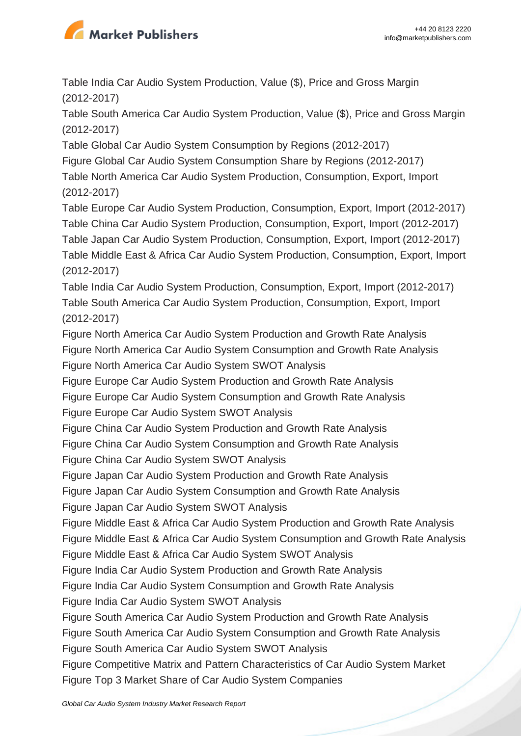Table India Car Audio System Production, Value ($), Price and Gross Margin (2012-2017)
Table South America Car Audio System Production, Value ($), Price and Gross Margin (2012-2017)
Table Global Car Audio System Consumption by Regions (2012-2017)
Figure Global Car Audio System Consumption Share by Regions (2012-2017)
Table North America Car Audio System Production, Consumption, Export, Import (2012-2017)
Table Europe Car Audio System Production, Consumption, Export, Import (2012-2017)
Table China Car Audio System Production, Consumption, Export, Import (2012-2017)
Table Japan Car Audio System Production, Consumption, Export, Import (2012-2017)
Table Middle East & Africa Car Audio System Production, Consumption, Export, Import (2012-2017)
Table India Car Audio System Production, Consumption, Export, Import (2012-2017)
Table South America Car Audio System Production, Consumption, Export, Import (2012-2017)
Figure North America Car Audio System Production and Growth Rate Analysis
Figure North America Car Audio System Consumption and Growth Rate Analysis
Figure North America Car Audio System SWOT Analysis
Figure Europe Car Audio System Production and Growth Rate Analysis
Figure Europe Car Audio System Consumption and Growth Rate Analysis
Figure Europe Car Audio System SWOT Analysis
Figure China Car Audio System Production and Growth Rate Analysis
Figure China Car Audio System Consumption and Growth Rate Analysis
Figure China Car Audio System SWOT Analysis
Figure Japan Car Audio System Production and Growth Rate Analysis
Figure Japan Car Audio System Consumption and Growth Rate Analysis
Figure Japan Car Audio System SWOT Analysis
Figure Middle East & Africa Car Audio System Production and Growth Rate Analysis
Figure Middle East & Africa Car Audio System Consumption and Growth Rate Analysis
Figure Middle East & Africa Car Audio System SWOT Analysis
Figure India Car Audio System Production and Growth Rate Analysis
Figure India Car Audio System Consumption and Growth Rate Analysis
Figure India Car Audio System SWOT Analysis
Figure South America Car Audio System Production and Growth Rate Analysis
Figure South America Car Audio System Consumption and Growth Rate Analysis
Figure South America Car Audio System SWOT Analysis
Figure Competitive Matrix and Pattern Characteristics of Car Audio System Market
Figure Top 3 Market Share of Car Audio System Companies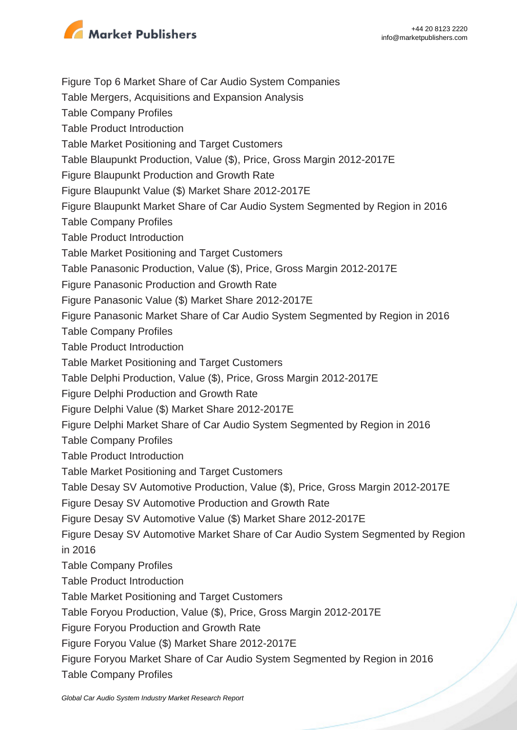Figure Top 6 Market Share of Car Audio System Companies
Table Mergers, Acquisitions and Expansion Analysis
Table Company Profiles
Table Product Introduction
Table Market Positioning and Target Customers
Table Blaupunkt Production, Value ($), Price, Gross Margin 2012-2017E
Figure Blaupunkt Production and Growth Rate
Figure Blaupunkt Value ($) Market Share 2012-2017E
Figure Blaupunkt Market Share of Car Audio System Segmented by Region in 2016
Table Company Profiles
Table Product Introduction
Table Market Positioning and Target Customers
Table Panasonic Production, Value ($), Price, Gross Margin 2012-2017E
Figure Panasonic Production and Growth Rate
Figure Panasonic Value ($) Market Share 2012-2017E
Figure Panasonic Market Share of Car Audio System Segmented by Region in 2016
Table Company Profiles
Table Product Introduction
Table Market Positioning and Target Customers
Table Delphi Production, Value ($), Price, Gross Margin 2012-2017E
Figure Delphi Production and Growth Rate
Figure Delphi Value ($) Market Share 2012-2017E
Figure Delphi Market Share of Car Audio System Segmented by Region in 2016
Table Company Profiles
Table Product Introduction
Table Market Positioning and Target Customers
Table Desay SV Automotive Production, Value ($), Price, Gross Margin 2012-2017E
Figure Desay SV Automotive Production and Growth Rate
Figure Desay SV Automotive Value ($) Market Share 2012-2017E
Figure Desay SV Automotive Market Share of Car Audio System Segmented by Region in 2016
Table Company Profiles
Table Product Introduction
Table Market Positioning and Target Customers
Table Foryou Production, Value ($), Price, Gross Margin 2012-2017E
Figure Foryou Production and Growth Rate
Figure Foryou Value ($) Market Share 2012-2017E
Figure Foryou Market Share of Car Audio System Segmented by Region in 2016
Table Company Profiles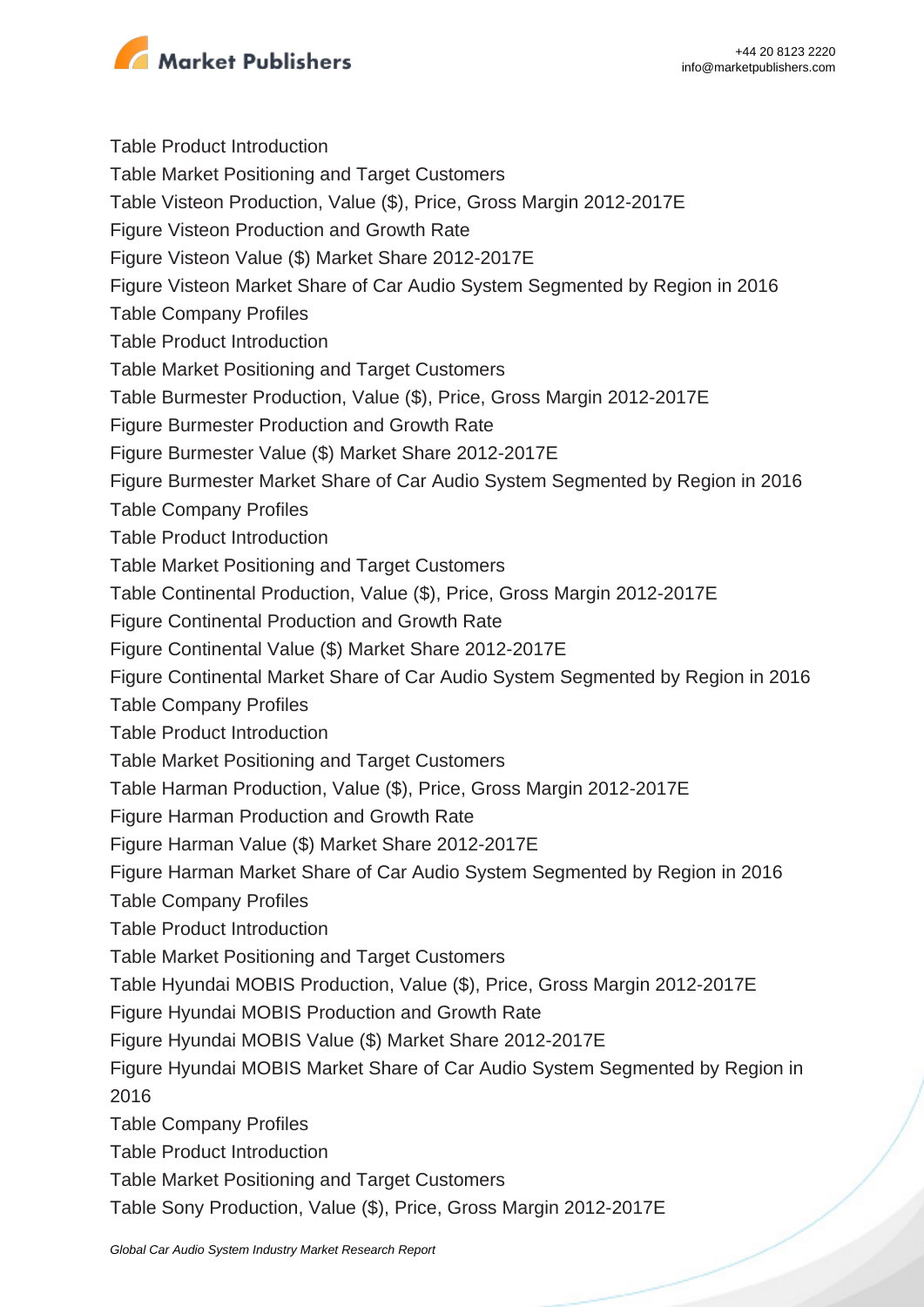Table Product Introduction

Table Market Positioning and Target Customers

Table Visteon Production, Value ($), Price, Gross Margin 2012-2017E

Figure Visteon Production and Growth Rate

Figure Visteon Value ($) Market Share 2012-2017E

Figure Visteon Market Share of Car Audio System Segmented by Region in 2016

Table Company Profiles

Table Product Introduction

Table Market Positioning and Target Customers

Table Burmester Production, Value ($), Price, Gross Margin 2012-2017E

Figure Burmester Production and Growth Rate

Figure Burmester Value ($) Market Share 2012-2017E

Figure Burmester Market Share of Car Audio System Segmented by Region in 2016

Table Company Profiles

Table Product Introduction

Table Market Positioning and Target Customers

Table Continental Production, Value ($), Price, Gross Margin 2012-2017E

Figure Continental Production and Growth Rate

Figure Continental Value ($) Market Share 2012-2017E

Figure Continental Market Share of Car Audio System Segmented by Region in 2016

Table Company Profiles

Table Product Introduction

Table Market Positioning and Target Customers

Table Harman Production, Value ($), Price, Gross Margin 2012-2017E

Figure Harman Production and Growth Rate

Figure Harman Value ($) Market Share 2012-2017E

Figure Harman Market Share of Car Audio System Segmented by Region in 2016

Table Company Profiles

Table Product Introduction

Table Market Positioning and Target Customers

Table Hyundai MOBIS Production, Value ($), Price, Gross Margin 2012-2017E

Figure Hyundai MOBIS Production and Growth Rate

Figure Hyundai MOBIS Value ($) Market Share 2012-2017E

Figure Hyundai MOBIS Market Share of Car Audio System Segmented by Region in 2016

Table Company Profiles

Table Product Introduction

Table Market Positioning and Target Customers

Table Sony Production, Value ($), Price, Gross Margin 2012-2017E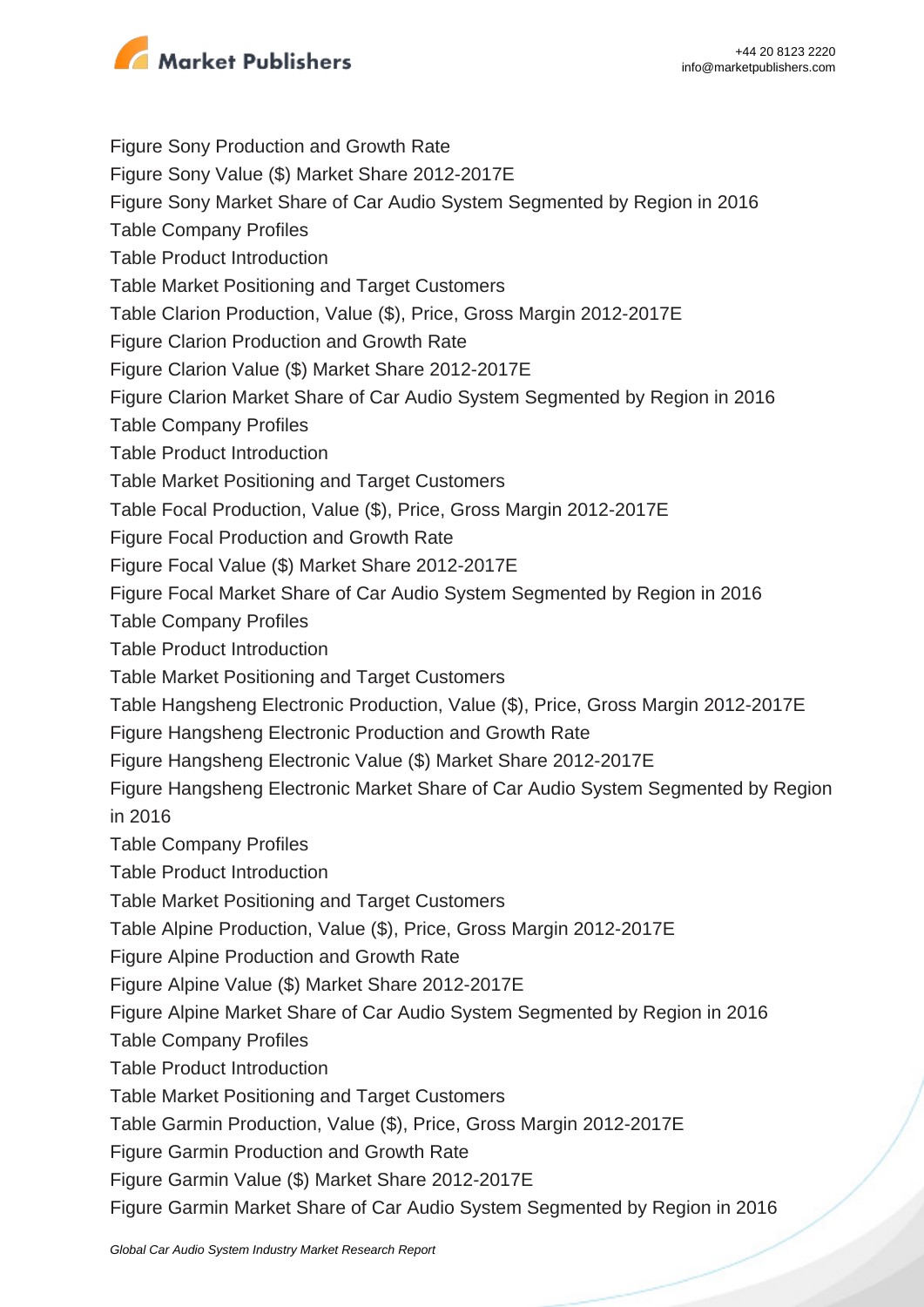Figure Sony Production and Growth Rate
Figure Sony Value ($) Market Share 2012-2017E
Figure Sony Market Share of Car Audio System Segmented by Region in 2016
Table Company Profiles
Table Product Introduction
Table Market Positioning and Target Customers
Table Clarion Production, Value ($), Price, Gross Margin 2012-2017E
Figure Clarion Production and Growth Rate
Figure Clarion Value ($) Market Share 2012-2017E
Figure Clarion Market Share of Car Audio System Segmented by Region in 2016
Table Company Profiles
Table Product Introduction
Table Market Positioning and Target Customers
Table Focal Production, Value ($), Price, Gross Margin 2012-2017E
Figure Focal Production and Growth Rate
Figure Focal Value ($) Market Share 2012-2017E
Figure Focal Market Share of Car Audio System Segmented by Region in 2016
Table Company Profiles
Table Product Introduction
Table Market Positioning and Target Customers
Table Hangsheng Electronic Production, Value ($), Price, Gross Margin 2012-2017E
Figure Hangsheng Electronic Production and Growth Rate
Figure Hangsheng Electronic Value ($) Market Share 2012-2017E
Figure Hangsheng Electronic Market Share of Car Audio System Segmented by Region in 2016
Table Company Profiles
Table Product Introduction
Table Market Positioning and Target Customers
Table Alpine Production, Value ($), Price, Gross Margin 2012-2017E
Figure Alpine Production and Growth Rate
Figure Alpine Value ($) Market Share 2012-2017E
Figure Alpine Market Share of Car Audio System Segmented by Region in 2016
Table Company Profiles
Table Product Introduction
Table Market Positioning and Target Customers
Table Garmin Production, Value ($), Price, Gross Margin 2012-2017E
Figure Garmin Production and Growth Rate
Figure Garmin Value ($) Market Share 2012-2017E
Figure Garmin Market Share of Car Audio System Segmented by Region in 2016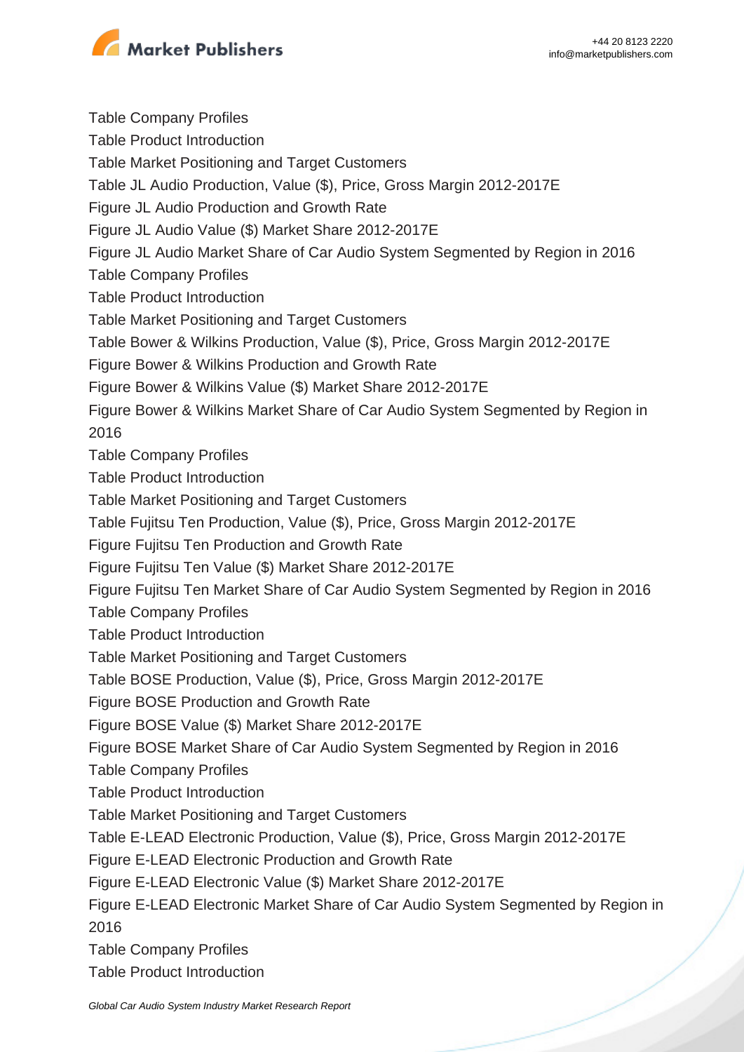Table Company Profiles
Table Product Introduction
Table Market Positioning and Target Customers
Table JL Audio Production, Value ($), Price, Gross Margin 2012-2017E
Figure JL Audio Production and Growth Rate
Figure JL Audio Value ($) Market Share 2012-2017E
Figure JL Audio Market Share of Car Audio System Segmented by Region in 2016
Table Company Profiles
Table Product Introduction
Table Market Positioning and Target Customers
Table Bower & Wilkins Production, Value ($), Price, Gross Margin 2012-2017E
Figure Bower & Wilkins Production and Growth Rate
Figure Bower & Wilkins Value ($) Market Share 2012-2017E
Figure Bower & Wilkins Market Share of Car Audio System Segmented by Region in 2016
Table Company Profiles
Table Product Introduction
Table Market Positioning and Target Customers
Table Fujitsu Ten Production, Value ($), Price, Gross Margin 2012-2017E
Figure Fujitsu Ten Production and Growth Rate
Figure Fujitsu Ten Value ($) Market Share 2012-2017E
Figure Fujitsu Ten Market Share of Car Audio System Segmented by Region in 2016
Table Company Profiles
Table Product Introduction
Table Market Positioning and Target Customers
Table BOSE Production, Value ($), Price, Gross Margin 2012-2017E
Figure BOSE Production and Growth Rate
Figure BOSE Value ($) Market Share 2012-2017E
Figure BOSE Market Share of Car Audio System Segmented by Region in 2016
Table Company Profiles
Table Product Introduction
Table Market Positioning and Target Customers
Table E-LEAD Electronic Production, Value ($), Price, Gross Margin 2012-2017E
Figure E-LEAD Electronic Production and Growth Rate
Figure E-LEAD Electronic Value ($) Market Share 2012-2017E
Figure E-LEAD Electronic Market Share of Car Audio System Segmented by Region in 2016
Table Company Profiles
Table Product Introduction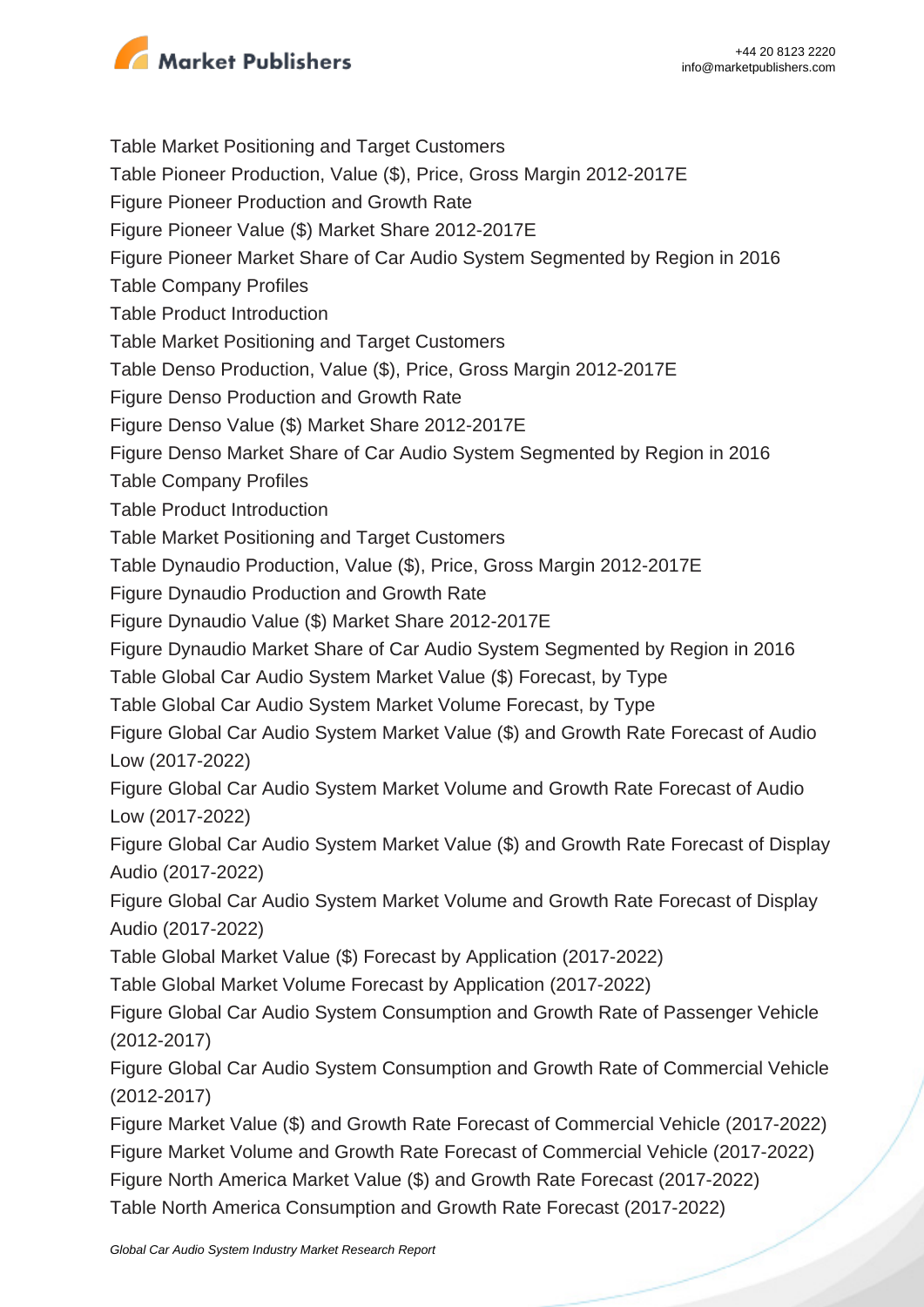Table Market Positioning and Target Customers

Table Pioneer Production, Value ($), Price, Gross Margin 2012-2017E

Figure Pioneer Production and Growth Rate

Figure Pioneer Value ($) Market Share 2012-2017E

Figure Pioneer Market Share of Car Audio System Segmented by Region in 2016

Table Company Profiles

Table Product Introduction

Table Market Positioning and Target Customers

Table Denso Production, Value ($), Price, Gross Margin 2012-2017E

Figure Denso Production and Growth Rate

Figure Denso Value ($) Market Share 2012-2017E

Figure Denso Market Share of Car Audio System Segmented by Region in 2016

Table Company Profiles

Table Product Introduction

Table Market Positioning and Target Customers

Table Dynaudio Production, Value ($), Price, Gross Margin 2012-2017E

Figure Dynaudio Production and Growth Rate

Figure Dynaudio Value ($) Market Share 2012-2017E

Figure Dynaudio Market Share of Car Audio System Segmented by Region in 2016

Table Global Car Audio System Market Value ($) Forecast, by Type

Table Global Car Audio System Market Volume Forecast, by Type

Figure Global Car Audio System Market Value ($) and Growth Rate Forecast of Audio Low (2017-2022)

Figure Global Car Audio System Market Volume and Growth Rate Forecast of Audio Low (2017-2022)

Figure Global Car Audio System Market Value ($) and Growth Rate Forecast of Display Audio (2017-2022)

Figure Global Car Audio System Market Volume and Growth Rate Forecast of Display Audio (2017-2022)

Table Global Market Value ($) Forecast by Application (2017-2022)

Table Global Market Volume Forecast by Application (2017-2022)

Figure Global Car Audio System Consumption and Growth Rate of Passenger Vehicle (2012-2017)

Figure Global Car Audio System Consumption and Growth Rate of Commercial Vehicle (2012-2017)

Figure Market Value ($) and Growth Rate Forecast of Commercial Vehicle (2017-2022)

Figure Market Volume and Growth Rate Forecast of Commercial Vehicle (2017-2022)

Figure North America Market Value ($) and Growth Rate Forecast (2017-2022)

Table North America Consumption and Growth Rate Forecast (2017-2022)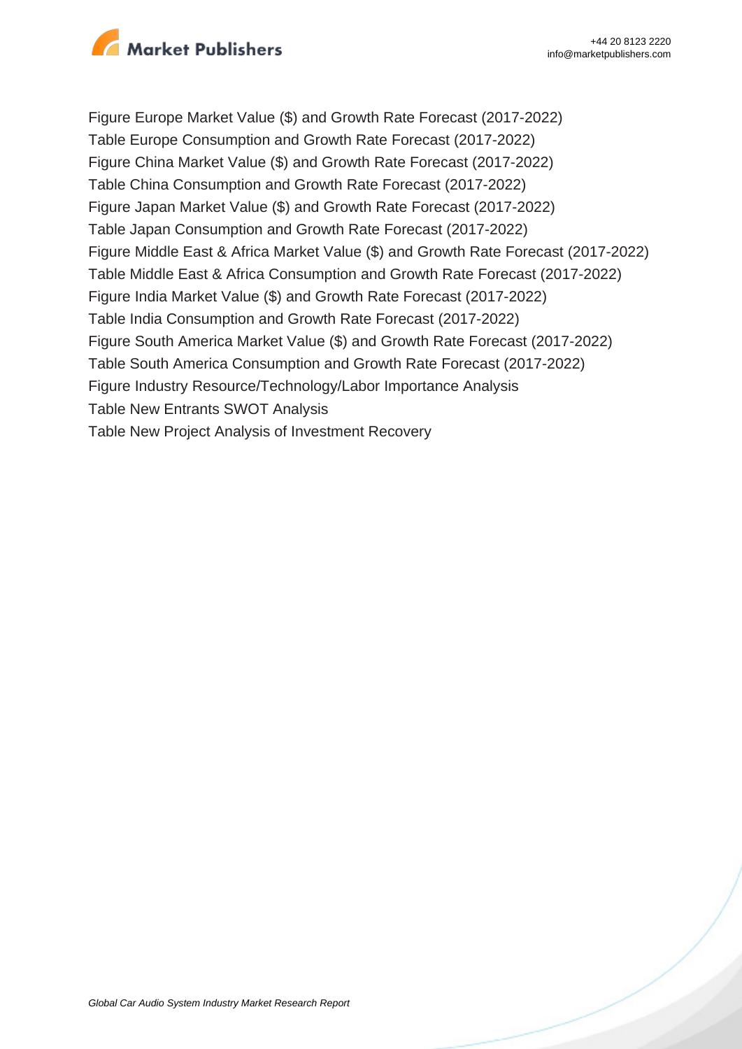Figure Europe Market Value ($) and Growth Rate Forecast (2017-2022)
Table Europe Consumption and Growth Rate Forecast (2017-2022)
Figure China Market Value ($) and Growth Rate Forecast (2017-2022)
Table China Consumption and Growth Rate Forecast (2017-2022)
Figure Japan Market Value ($) and Growth Rate Forecast (2017-2022)
Table Japan Consumption and Growth Rate Forecast (2017-2022)
Figure Middle East & Africa Market Value ($) and Growth Rate Forecast (2017-2022)
Table Middle East & Africa Consumption and Growth Rate Forecast (2017-2022)
Figure India Market Value ($) and Growth Rate Forecast (2017-2022)
Table India Consumption and Growth Rate Forecast (2017-2022)
Figure South America Market Value ($) and Growth Rate Forecast (2017-2022)
Table South America Consumption and Growth Rate Forecast (2017-2022)
Figure Industry Resource/Technology/Labor Importance Analysis
Table New Entrants SWOT Analysis
Table New Project Analysis of Investment Recovery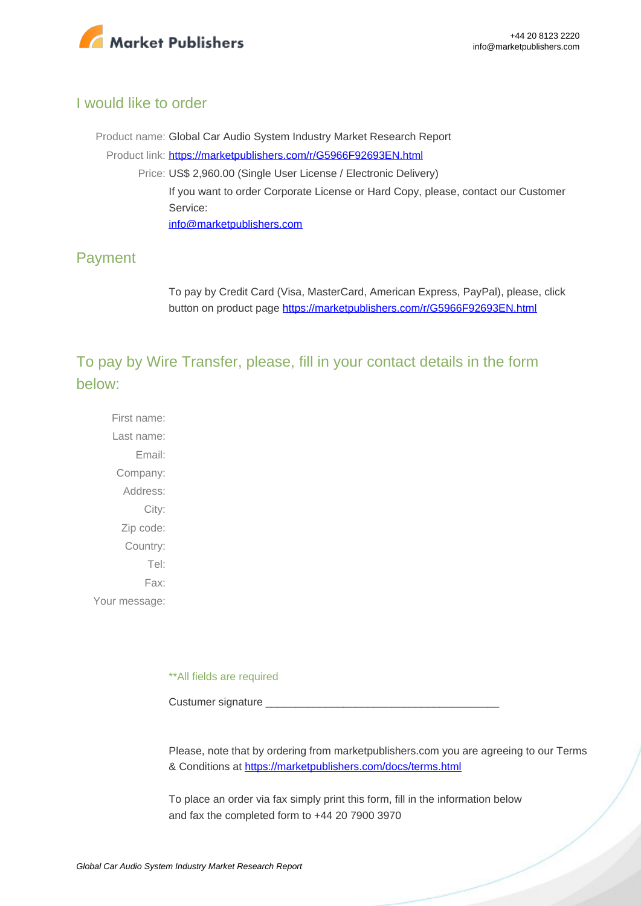## I would like to order

Product name: Global Car Audio System Industry Market Research Report

Product link: https://marketpublishers.com/r/G5966F92693EN.html

Price: US$ 2,960.00 (Single User License / Electronic Delivery)

If you want to order Corporate License or Hard Copy, please, contact our Customer Service:

info@marketpublishers.com

## Payment

To pay by Credit Card (Visa, MasterCard, American Express, PayPal), please, click button on product page https://marketpublishers.com/r/G5966F92693EN.html

## To pay by Wire Transfer, please, fill in your contact details in the form below:

First name:

Last name:

Email:

Company:

Address:

City:

Zip code:

Country:

Tel:

Fax:

Your message:

**All fields are required

Custumer signature _______________________________________

Please, note that by ordering from marketpublishers.com you are agreeing to our Terms & Conditions at https://marketpublishers.com/docs/terms.html

To place an order via fax simply print this form, fill in the information below and fax the completed form to +44 20 7900 3970